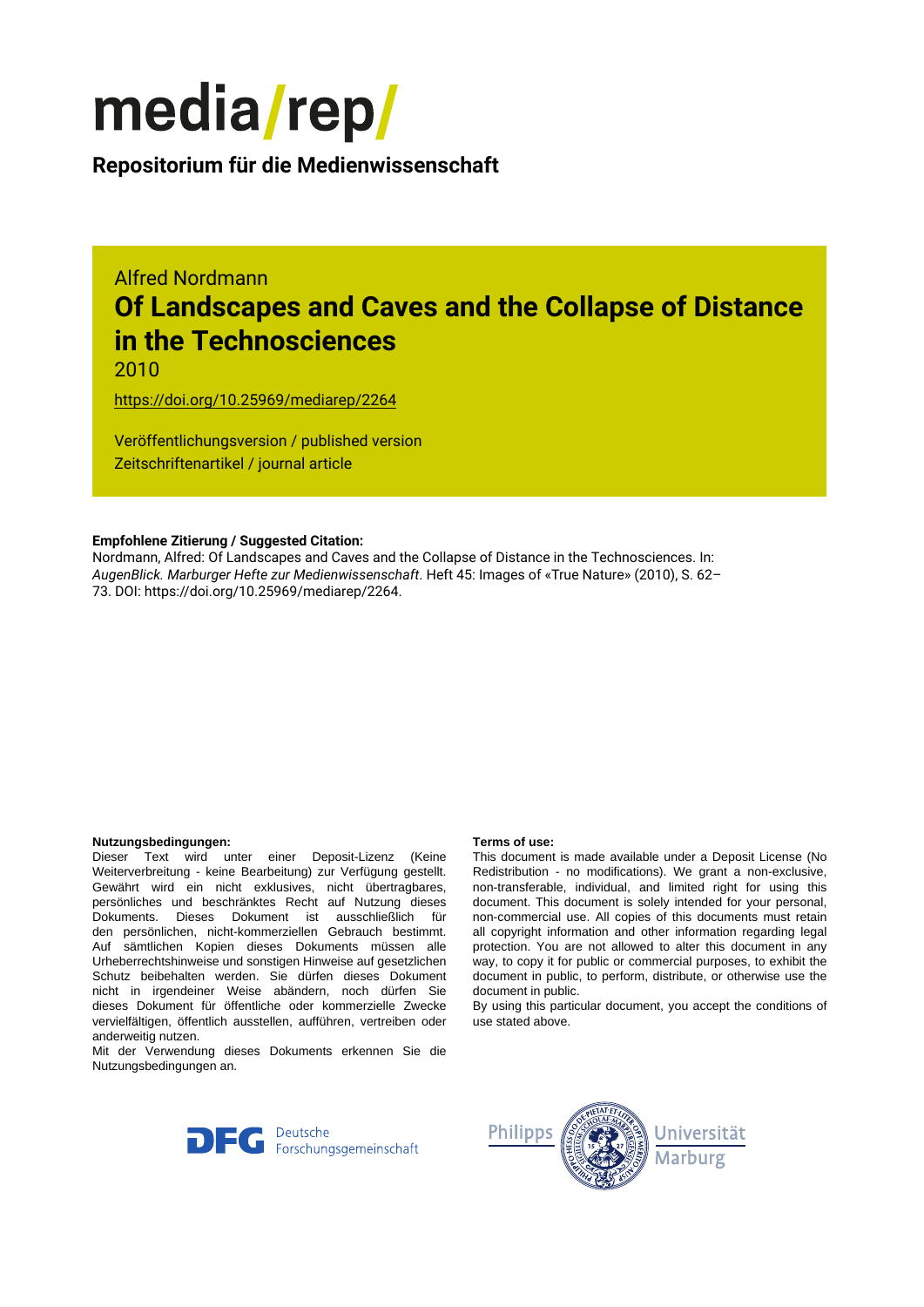# media/rep/

**Repositorium für die Medienwissenschaft**

Alfred Nordmann

## Of Landscapes and Caves and the Collapse of Distance in the Technosciences

2010

https://doi.org/10.25969/mediarep/2264

Veröffentlichungsversion / published version
Zeitschriftenartikel / journal article

**Empfohlene Zitierung / Suggested Citation:**
Nordmann, Alfred: Of Landscapes and Caves and the Collapse of Distance in the Technosciences. In: *AugenBlick. Marburger Hefte zur Medienwissenschaft*. Heft 45: Images of «True Nature» (2010), S. 62–73. DOI: https://doi.org/10.25969/mediarep/2264.

**Nutzungsbedingungen:**
Dieser Text wird unter einer Deposit-Lizenz (Keine Weiterverbreitung - keine Bearbeitung) zur Verfügung gestellt. Gewährt wird ein nicht exklusives, nicht übertragbares, persönliches und beschränktes Recht auf Nutzung dieses Dokuments. Dieses Dokument ist ausschließlich für den persönlichen, nicht-kommerziellen Gebrauch bestimmt. Auf sämtlichen Kopien dieses Dokuments müssen alle Urheberrechtshinweise und sonstigen Hinweise auf gesetzlichen Schutz beibehalten werden. Sie dürfen dieses Dokument nicht in irgendeiner Weise abändern, noch dürfen Sie dieses Dokument für öffentliche oder kommerzielle Zwecke vervielfältigen, öffentlich ausstellen, aufführen, vertreiben oder anderweitig nutzen.
Mit der Verwendung dieses Dokuments erkennen Sie die Nutzungsbedingungen an.

**Terms of use:**
This document is made available under a Deposit License (No Redistribution - no modifications). We grant a non-exclusive, non-transferable, individual, and limited right for using this document. This document is solely intended for your personal, non-commercial use. All copies of this documents must retain all copyright information and other information regarding legal protection. You are not allowed to alter this document in any way, to copy it for public or commercial purposes, to exhibit the document in public, to perform, distribute, or otherwise use the document in public.
By using this particular document, you accept the conditions of use stated above.

Deutsche Forschungsgemeinschaft

Philipps Universität Marburg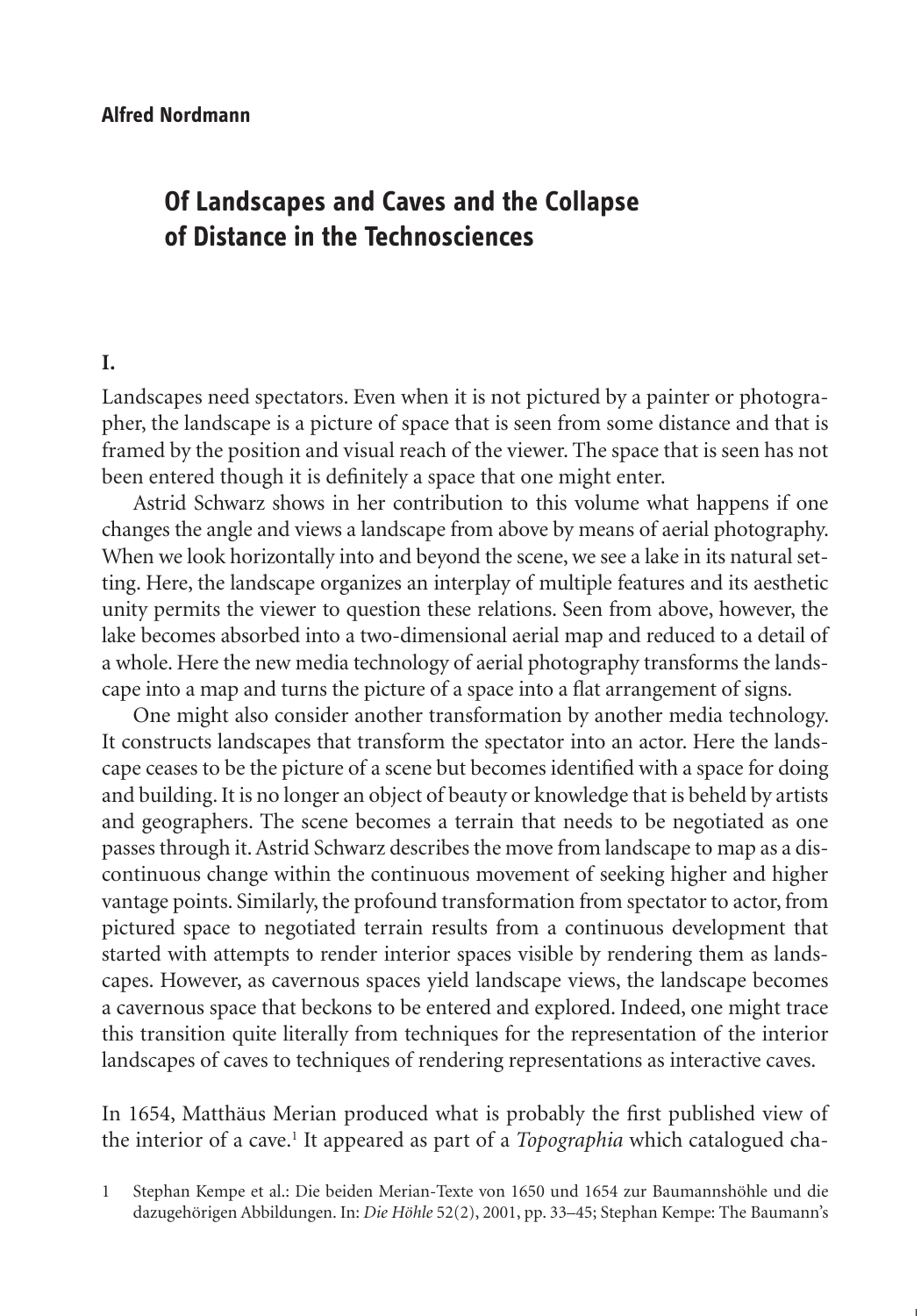**Alfred Nordmann**

# Of Landscapes and Caves and the Collapse of Distance in the Technosciences

## I.

Landscapes need spectators. Even when it is not pictured by a painter or photographer, the landscape is a picture of space that is seen from some distance and that is framed by the position and visual reach of the viewer. The space that is seen has not been entered though it is definitely a space that one might enter.

Astrid Schwarz shows in her contribution to this volume what happens if one changes the angle and views a landscape from above by means of aerial photography. When we look horizontally into and beyond the scene, we see a lake in its natural setting. Here, the landscape organizes an interplay of multiple features and its aesthetic unity permits the viewer to question these relations. Seen from above, however, the lake becomes absorbed into a two-dimensional aerial map and reduced to a detail of a whole. Here the new media technology of aerial photography transforms the landscape into a map and turns the picture of a space into a flat arrangement of signs.

One might also consider another transformation by another media technology. It constructs landscapes that transform the spectator into an actor. Here the landscape ceases to be the picture of a scene but becomes identified with a space for doing and building. It is no longer an object of beauty or knowledge that is beheld by artists and geographers. The scene becomes a terrain that needs to be negotiated as one passes through it. Astrid Schwarz describes the move from landscape to map as a discontinuous change within the continuous movement of seeking higher and higher vantage points. Similarly, the profound transformation from spectator to actor, from pictured space to negotiated terrain results from a continuous development that started with attempts to render interior spaces visible by rendering them as landscapes. However, as cavernous spaces yield landscape views, the landscape becomes a cavernous space that beckons to be entered and explored. Indeed, one might trace this transition quite literally from techniques for the representation of the interior landscapes of caves to techniques of rendering representations as interactive caves.

In 1654, Matthäus Merian produced what is probably the first published view of the interior of a cave.[1] It appeared as part of a *Topographia* which catalogued cha-

1 Stephan Kempe et al.: Die beiden Merian-Texte von 1650 und 1654 zur Baumannshöhle und die dazugehörigen Abbildungen. In: *Die Höhle* 52(2), 2001, pp. 33–45; Stephan Kempe: The Baumann's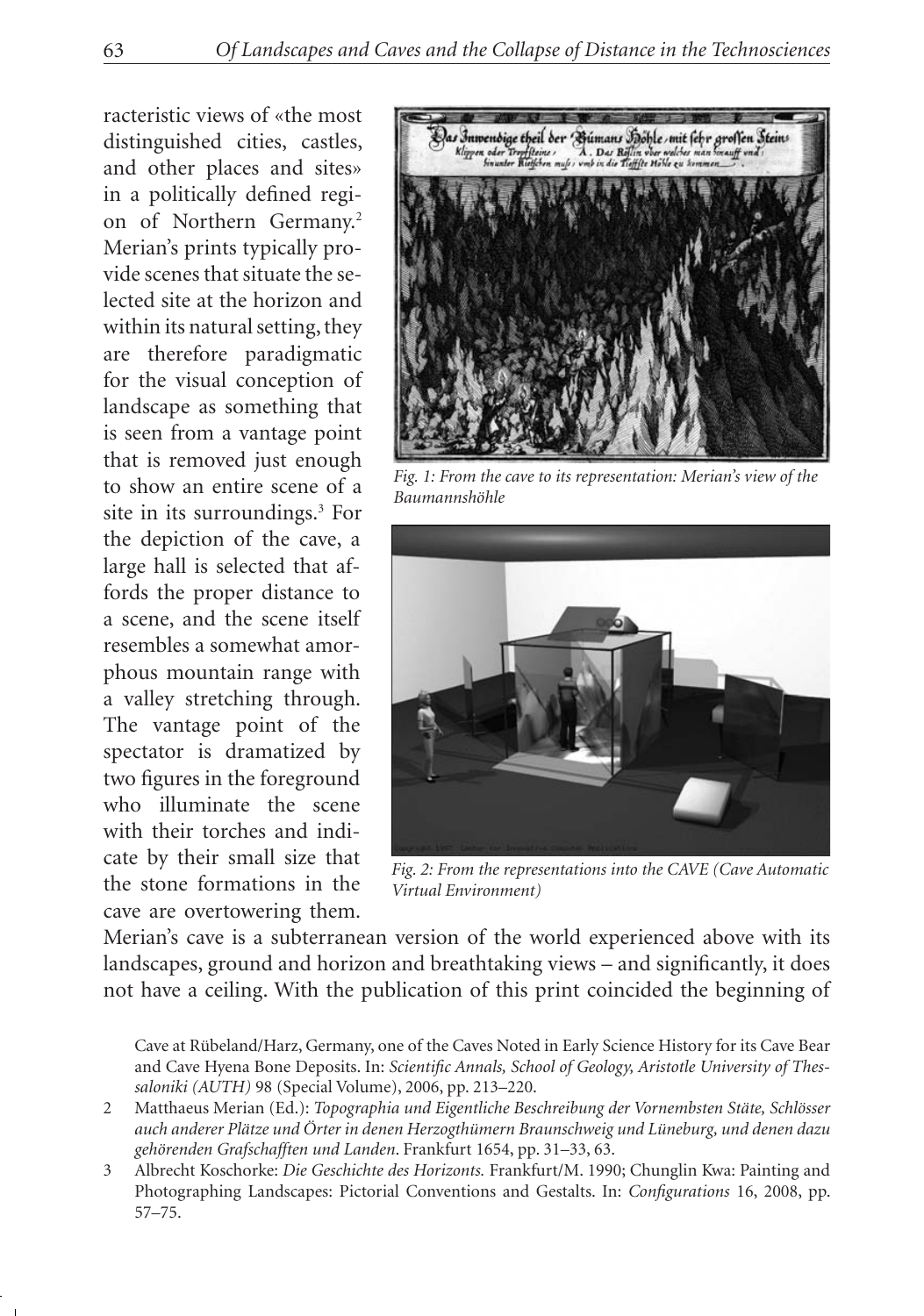racteristic views of «the most distinguished cities, castles, and other places and sites» in a politically defined region of Northern Germany.[2] Merian's prints typically provide scenes that situate the selected site at the horizon and within its natural setting, they are therefore paradigmatic for the visual conception of landscape as something that is seen from a vantage point that is removed just enough to show an entire scene of a site in its surroundings.[3] For the depiction of the cave, a large hall is selected that affords the proper distance to a scene, and the scene itself resembles a somewhat amorphous mountain range with a valley stretching through. The vantage point of the spectator is dramatized by two figures in the foreground who illuminate the scene with their torches and indicate by their small size that the stone formations in the cave are overtowering them. Merian's cave is a subterranean version of the world experienced above with its landscapes, ground and horizon and breathtaking views – and significantly, it does not have a ceiling. With the publication of this print coincided the beginning of

*Fig. 1: From the cave to its representation: Merian's view of the Baumannshöhle*

*Fig. 2: From the representations into the CAVE (Cave Automatic Virtual Environment)*

Cave at Rübeland/Harz, Germany, one of the Caves Noted in Early Science History for its Cave Bear and Cave Hyena Bone Deposits. In: *Scientific Annals, School of Geology, Aristotle University of Thessaloniki (AUTH)* 98 (Special Volume), 2006, pp. 213–220.

2 Matthaeus Merian (Ed.): *Topographia und Eigentliche Beschreibung der Vornembsten Stäte, Schlösser auch anderer Plätze und Örter in denen Herzogthümern Braunschweig und Lüneburg, und denen dazu gehörenden Grafschafften und Landen*. Frankfurt 1654, pp. 31–33, 63.

3 Albrecht Koschorke: *Die Geschichte des Horizonts.* Frankfurt/M. 1990; Chunglin Kwa: Painting and Photographing Landscapes: Pictorial Conventions and Gestalts. In: *Configurations* 16, 2008, pp. 57–75.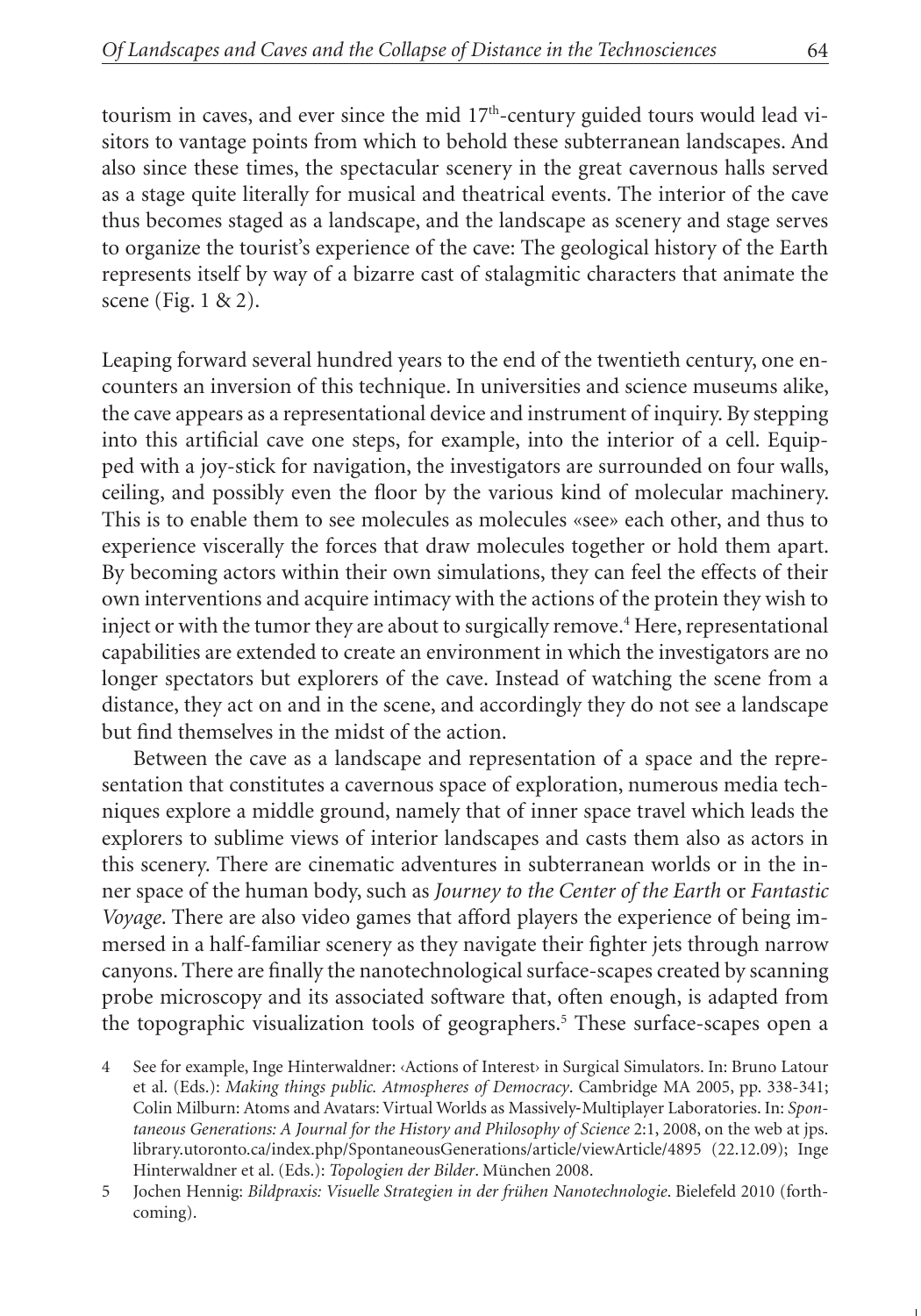tourism in caves, and ever since the mid 17th-century guided tours would lead visitors to vantage points from which to behold these subterranean landscapes. And also since these times, the spectacular scenery in the great cavernous halls served as a stage quite literally for musical and theatrical events. The interior of the cave thus becomes staged as a landscape, and the landscape as scenery and stage serves to organize the tourist's experience of the cave: The geological history of the Earth represents itself by way of a bizarre cast of stalagmitic characters that animate the scene (Fig. 1 & 2).

Leaping forward several hundred years to the end of the twentieth century, one encounters an inversion of this technique. In universities and science museums alike, the cave appears as a representational device and instrument of inquiry. By stepping into this artificial cave one steps, for example, into the interior of a cell. Equipped with a joy-stick for navigation, the investigators are surrounded on four walls, ceiling, and possibly even the floor by the various kind of molecular machinery. This is to enable them to see molecules as molecules «see» each other, and thus to experience viscerally the forces that draw molecules together or hold them apart. By becoming actors within their own simulations, they can feel the effects of their own interventions and acquire intimacy with the actions of the protein they wish to inject or with the tumor they are about to surgically remove.[4] Here, representational capabilities are extended to create an environment in which the investigators are no longer spectators but explorers of the cave. Instead of watching the scene from a distance, they act on and in the scene, and accordingly they do not see a landscape but find themselves in the midst of the action.

Between the cave as a landscape and representation of a space and the representation that constitutes a cavernous space of exploration, numerous media techniques explore a middle ground, namely that of inner space travel which leads the explorers to sublime views of interior landscapes and casts them also as actors in this scenery. There are cinematic adventures in subterranean worlds or in the inner space of the human body, such as *Journey to the Center of the Earth* or *Fantastic Voyage*. There are also video games that afford players the experience of being immersed in a half-familiar scenery as they navigate their fighter jets through narrow canyons. There are finally the nanotechnological surface-scapes created by scanning probe microscopy and its associated software that, often enough, is adapted from the topographic visualization tools of geographers.[5] These surface-scapes open a

4 See for example, Inge Hinterwaldner: ‹Actions of Interest› in Surgical Simulators. In: Bruno Latour et al. (Eds.): *Making things public. Atmospheres of Democracy*. Cambridge MA 2005, pp. 338-341; Colin Milburn: Atoms and Avatars: Virtual Worlds as Massively-Multiplayer Laboratories. In: *Spontaneous Generations: A Journal for the History and Philosophy of Science* 2:1, 2008, on the web at jps.library.utoronto.ca/index.php/SpontaneousGenerations/article/viewArticle/4895 (22.12.09); Inge Hinterwaldner et al. (Eds.): *Topologien der Bilder*. München 2008.

5 Jochen Hennig: *Bildpraxis: Visuelle Strategien in der frühen Nanotechnologie*. Bielefeld 2010 (forthcoming).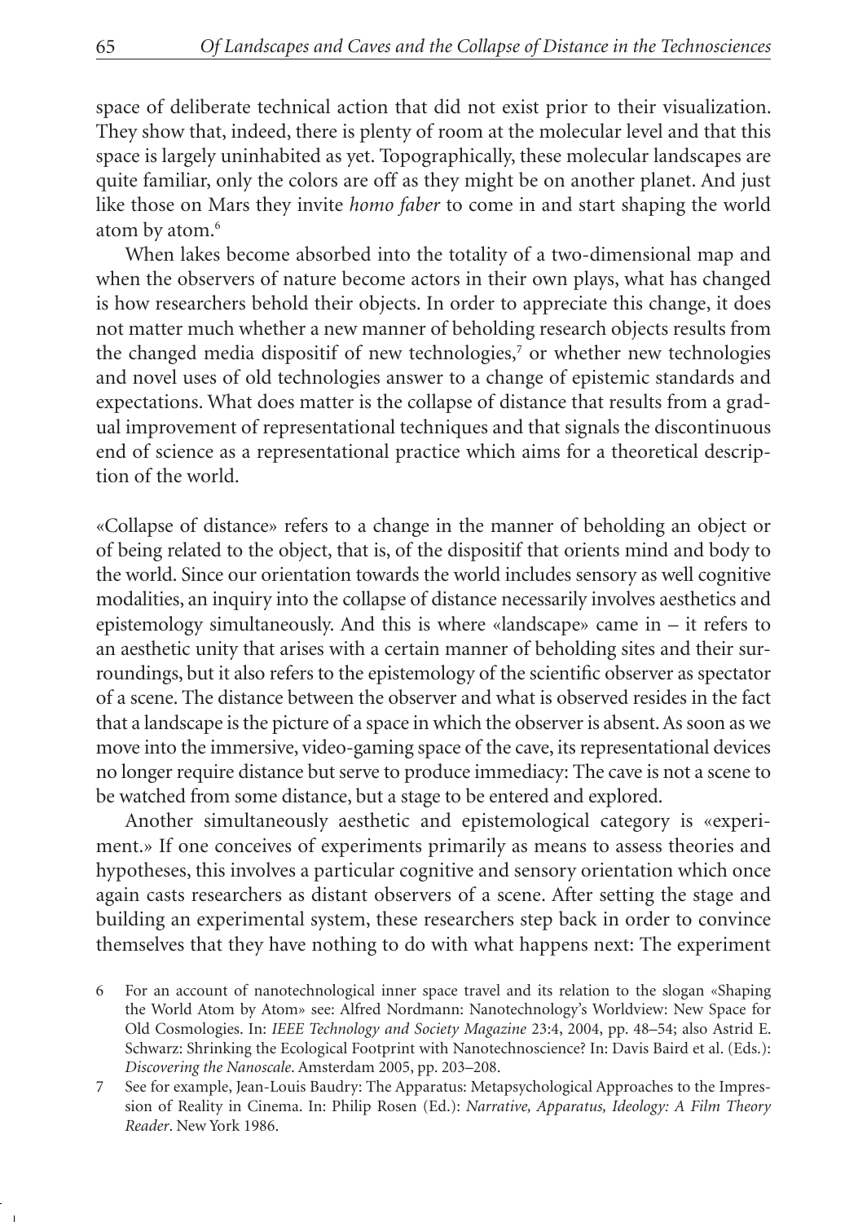space of deliberate technical action that did not exist prior to their visualization. They show that, indeed, there is plenty of room at the molecular level and that this space is largely uninhabited as yet. Topographically, these molecular landscapes are quite familiar, only the colors are off as they might be on another planet. And just like those on Mars they invite *homo faber* to come in and start shaping the world atom by atom.[6]

When lakes become absorbed into the totality of a two-dimensional map and when the observers of nature become actors in their own plays, what has changed is how researchers behold their objects. In order to appreciate this change, it does not matter much whether a new manner of beholding research objects results from the changed media dispositif of new technologies,[7] or whether new technologies and novel uses of old technologies answer to a change of epistemic standards and expectations. What does matter is the collapse of distance that results from a gradual improvement of representational techniques and that signals the discontinuous end of science as a representational practice which aims for a theoretical description of the world.

«Collapse of distance» refers to a change in the manner of beholding an object or of being related to the object, that is, of the dispositif that orients mind and body to the world. Since our orientation towards the world includes sensory as well cognitive modalities, an inquiry into the collapse of distance necessarily involves aesthetics and epistemology simultaneously. And this is where «landscape» came in – it refers to an aesthetic unity that arises with a certain manner of beholding sites and their surroundings, but it also refers to the epistemology of the scientific observer as spectator of a scene. The distance between the observer and what is observed resides in the fact that a landscape is the picture of a space in which the observer is absent. As soon as we move into the immersive, video-gaming space of the cave, its representational devices no longer require distance but serve to produce immediacy: The cave is not a scene to be watched from some distance, but a stage to be entered and explored.

Another simultaneously aesthetic and epistemological category is «experiment.» If one conceives of experiments primarily as means to assess theories and hypotheses, this involves a particular cognitive and sensory orientation which once again casts researchers as distant observers of a scene. After setting the stage and building an experimental system, these researchers step back in order to convince themselves that they have nothing to do with what happens next: The experiment

6 For an account of nanotechnological inner space travel and its relation to the slogan «Shaping the World Atom by Atom» see: Alfred Nordmann: Nanotechnology's Worldview: New Space for Old Cosmologies. In: *IEEE Technology and Society Magazine* 23:4, 2004, pp. 48–54; also Astrid E. Schwarz: Shrinking the Ecological Footprint with Nanotechnoscience? In: Davis Baird et al. (Eds.): *Discovering the Nanoscale*. Amsterdam 2005, pp. 203–208.

7 See for example, Jean-Louis Baudry: The Apparatus: Metapsychological Approaches to the Impression of Reality in Cinema. In: Philip Rosen (Ed.): *Narrative, Apparatus, Ideology: A Film Theory Reader*. New York 1986.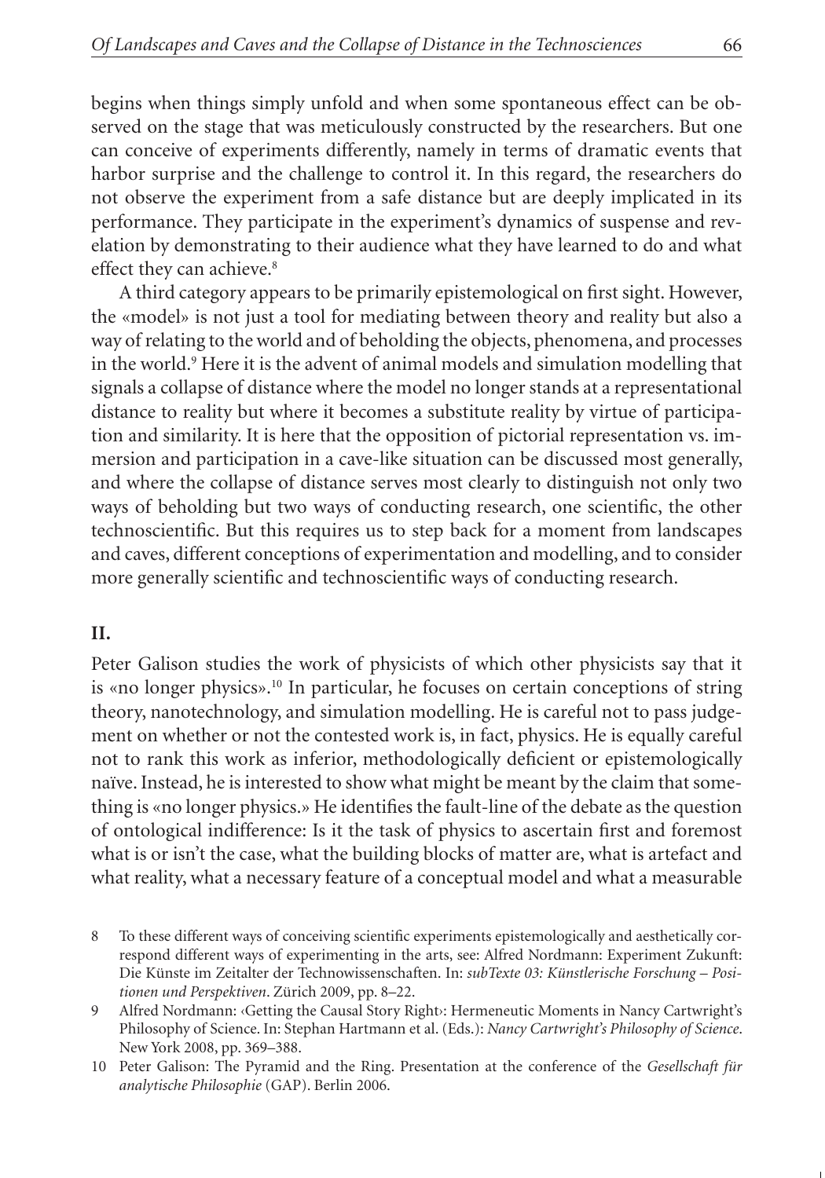begins when things simply unfold and when some spontaneous effect can be observed on the stage that was meticulously constructed by the researchers. But one can conceive of experiments differently, namely in terms of dramatic events that harbor surprise and the challenge to control it. In this regard, the researchers do not observe the experiment from a safe distance but are deeply implicated in its performance. They participate in the experiment's dynamics of suspense and revelation by demonstrating to their audience what they have learned to do and what effect they can achieve.[8]

A third category appears to be primarily epistemological on first sight. However, the «model» is not just a tool for mediating between theory and reality but also a way of relating to the world and of beholding the objects, phenomena, and processes in the world.[9] Here it is the advent of animal models and simulation modelling that signals a collapse of distance where the model no longer stands at a representational distance to reality but where it becomes a substitute reality by virtue of participation and similarity. It is here that the opposition of pictorial representation vs. immersion and participation in a cave-like situation can be discussed most generally, and where the collapse of distance serves most clearly to distinguish not only two ways of beholding but two ways of conducting research, one scientific, the other technoscientific. But this requires us to step back for a moment from landscapes and caves, different conceptions of experimentation and modelling, and to consider more generally scientific and technoscientific ways of conducting research.

## II.

Peter Galison studies the work of physicists of which other physicists say that it is «no longer physics».[10] In particular, he focuses on certain conceptions of string theory, nanotechnology, and simulation modelling. He is careful not to pass judgement on whether or not the contested work is, in fact, physics. He is equally careful not to rank this work as inferior, methodologically deficient or epistemologically naïve. Instead, he is interested to show what might be meant by the claim that something is «no longer physics.» He identifies the fault-line of the debate as the question of ontological indifference: Is it the task of physics to ascertain first and foremost what is or isn't the case, what the building blocks of matter are, what is artefact and what reality, what a necessary feature of a conceptual model and what a measurable

8 To these different ways of conceiving scientific experiments epistemologically and aesthetically correspond different ways of experimenting in the arts, see: Alfred Nordmann: Experiment Zukunft: Die Künste im Zeitalter der Technowissenschaften. In: *subTexte 03: Künstlerische Forschung – Positionen und Perspektiven*. Zürich 2009, pp. 8–22.

9 Alfred Nordmann: ‹Getting the Causal Story Right›: Hermeneutic Moments in Nancy Cartwright's Philosophy of Science. In: Stephan Hartmann et al. (Eds.): *Nancy Cartwright's Philosophy of Science*. New York 2008, pp. 369–388.

10 Peter Galison: The Pyramid and the Ring. Presentation at the conference of the *Gesellschaft für analytische Philosophie* (GAP). Berlin 2006.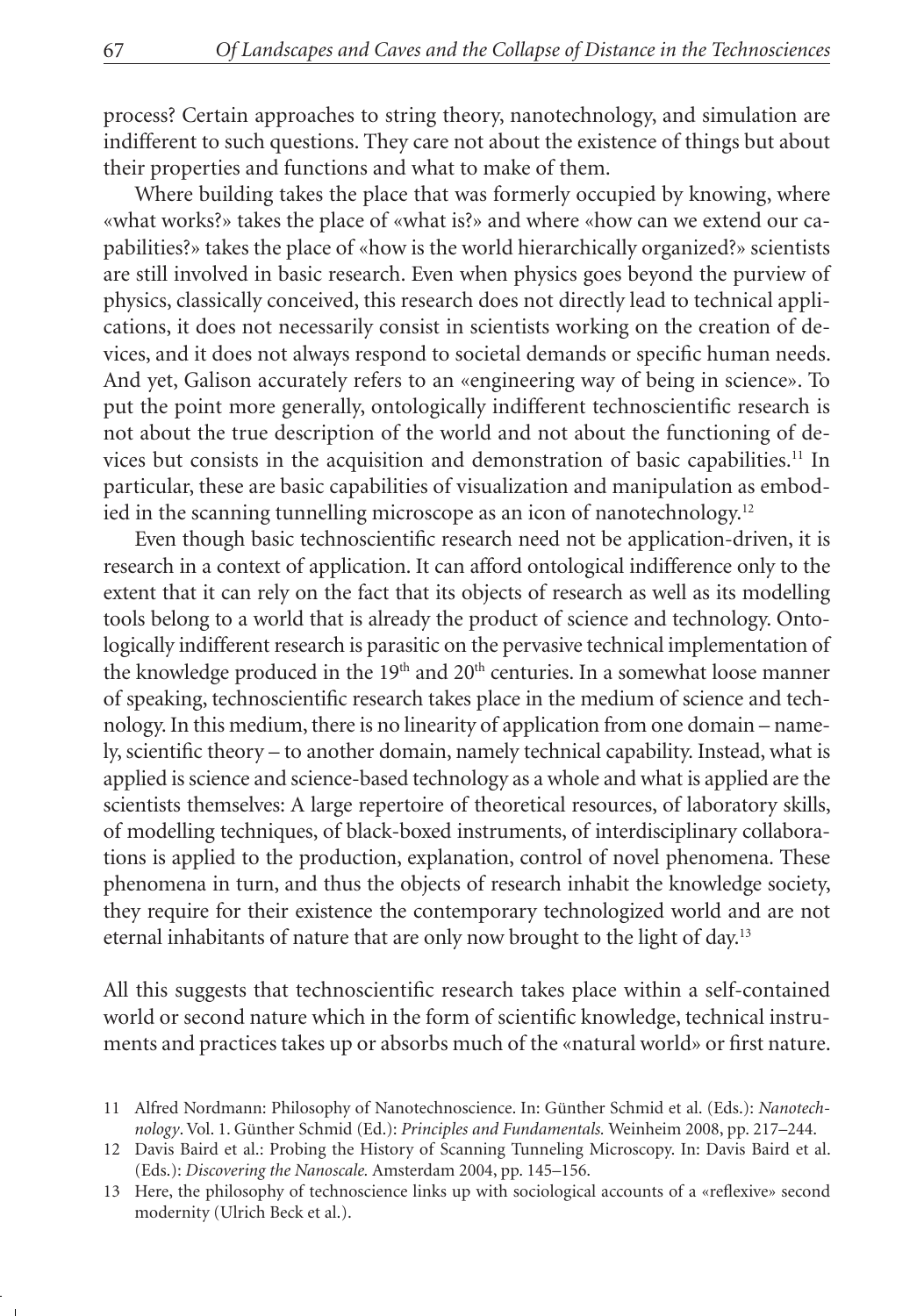process? Certain approaches to string theory, nanotechnology, and simulation are indifferent to such questions. They care not about the existence of things but about their properties and functions and what to make of them.

Where building takes the place that was formerly occupied by knowing, where «what works?» takes the place of «what is?» and where «how can we extend our capabilities?» takes the place of «how is the world hierarchically organized?» scientists are still involved in basic research. Even when physics goes beyond the purview of physics, classically conceived, this research does not directly lead to technical applications, it does not necessarily consist in scientists working on the creation of devices, and it does not always respond to societal demands or specific human needs. And yet, Galison accurately refers to an «engineering way of being in science». To put the point more generally, ontologically indifferent technoscientific research is not about the true description of the world and not about the functioning of devices but consists in the acquisition and demonstration of basic capabilities.[11] In particular, these are basic capabilities of visualization and manipulation as embodied in the scanning tunnelling microscope as an icon of nanotechnology.[12]

Even though basic technoscientific research need not be application-driven, it is research in a context of application. It can afford ontological indifference only to the extent that it can rely on the fact that its objects of research as well as its modelling tools belong to a world that is already the product of science and technology. Ontologically indifferent research is parasitic on the pervasive technical implementation of the knowledge produced in the 19th and 20th centuries. In a somewhat loose manner of speaking, technoscientific research takes place in the medium of science and technology. In this medium, there is no linearity of application from one domain – namely, scientific theory – to another domain, namely technical capability. Instead, what is applied is science and science-based technology as a whole and what is applied are the scientists themselves: A large repertoire of theoretical resources, of laboratory skills, of modelling techniques, of black-boxed instruments, of interdisciplinary collaborations is applied to the production, explanation, control of novel phenomena. These phenomena in turn, and thus the objects of research inhabit the knowledge society, they require for their existence the contemporary technologized world and are not eternal inhabitants of nature that are only now brought to the light of day.[13]

All this suggests that technoscientific research takes place within a self-contained world or second nature which in the form of scientific knowledge, technical instruments and practices takes up or absorbs much of the «natural world» or first nature.

11 Alfred Nordmann: Philosophy of Nanotechnoscience. In: Günther Schmid et al. (Eds.): *Nanotechnology*. Vol. 1. Günther Schmid (Ed.): *Principles and Fundamentals.* Weinheim 2008, pp. 217–244.

12 Davis Baird et al.: Probing the History of Scanning Tunneling Microscopy. In: Davis Baird et al. (Eds.): *Discovering the Nanoscale.* Amsterdam 2004, pp. 145–156.

13 Here, the philosophy of technoscience links up with sociological accounts of a «reflexive» second modernity (Ulrich Beck et al.).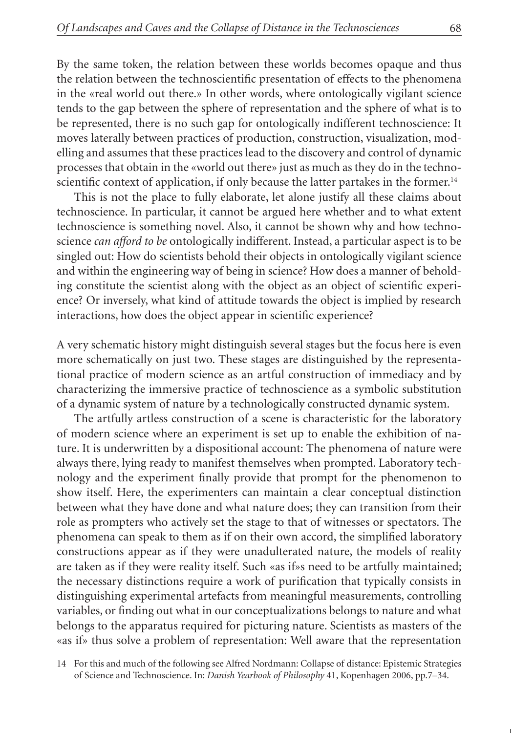By the same token, the relation between these worlds becomes opaque and thus the relation between the technoscientific presentation of effects to the phenomena in the «real world out there.» In other words, where ontologically vigilant science tends to the gap between the sphere of representation and the sphere of what is to be represented, there is no such gap for ontologically indifferent technoscience: It moves laterally between practices of production, construction, visualization, modelling and assumes that these practices lead to the discovery and control of dynamic processes that obtain in the «world out there» just as much as they do in the technoscientific context of application, if only because the latter partakes in the former.[14]

This is not the place to fully elaborate, let alone justify all these claims about technoscience. In particular, it cannot be argued here whether and to what extent technoscience is something novel. Also, it cannot be shown why and how technoscience *can afford to be* ontologically indifferent. Instead, a particular aspect is to be singled out: How do scientists behold their objects in ontologically vigilant science and within the engineering way of being in science? How does a manner of beholding constitute the scientist along with the object as an object of scientific experience? Or inversely, what kind of attitude towards the object is implied by research interactions, how does the object appear in scientific experience?

A very schematic history might distinguish several stages but the focus here is even more schematically on just two. These stages are distinguished by the representational practice of modern science as an artful construction of immediacy and by characterizing the immersive practice of technoscience as a symbolic substitution of a dynamic system of nature by a technologically constructed dynamic system.

The artfully artless construction of a scene is characteristic for the laboratory of modern science where an experiment is set up to enable the exhibition of nature. It is underwritten by a dispositional account: The phenomena of nature were always there, lying ready to manifest themselves when prompted. Laboratory technology and the experiment finally provide that prompt for the phenomenon to show itself. Here, the experimenters can maintain a clear conceptual distinction between what they have done and what nature does; they can transition from their role as prompters who actively set the stage to that of witnesses or spectators. The phenomena can speak to them as if on their own accord, the simplified laboratory constructions appear as if they were unadulterated nature, the models of reality are taken as if they were reality itself. Such «as if»s need to be artfully maintained; the necessary distinctions require a work of purification that typically consists in distinguishing experimental artefacts from meaningful measurements, controlling variables, or finding out what in our conceptualizations belongs to nature and what belongs to the apparatus required for picturing nature. Scientists as masters of the «as if» thus solve a problem of representation: Well aware that the representation

14 For this and much of the following see Alfred Nordmann: Collapse of distance: Epistemic Strategies of Science and Technoscience. In: *Danish Yearbook of Philosophy* 41, Kopenhagen 2006, pp.7–34.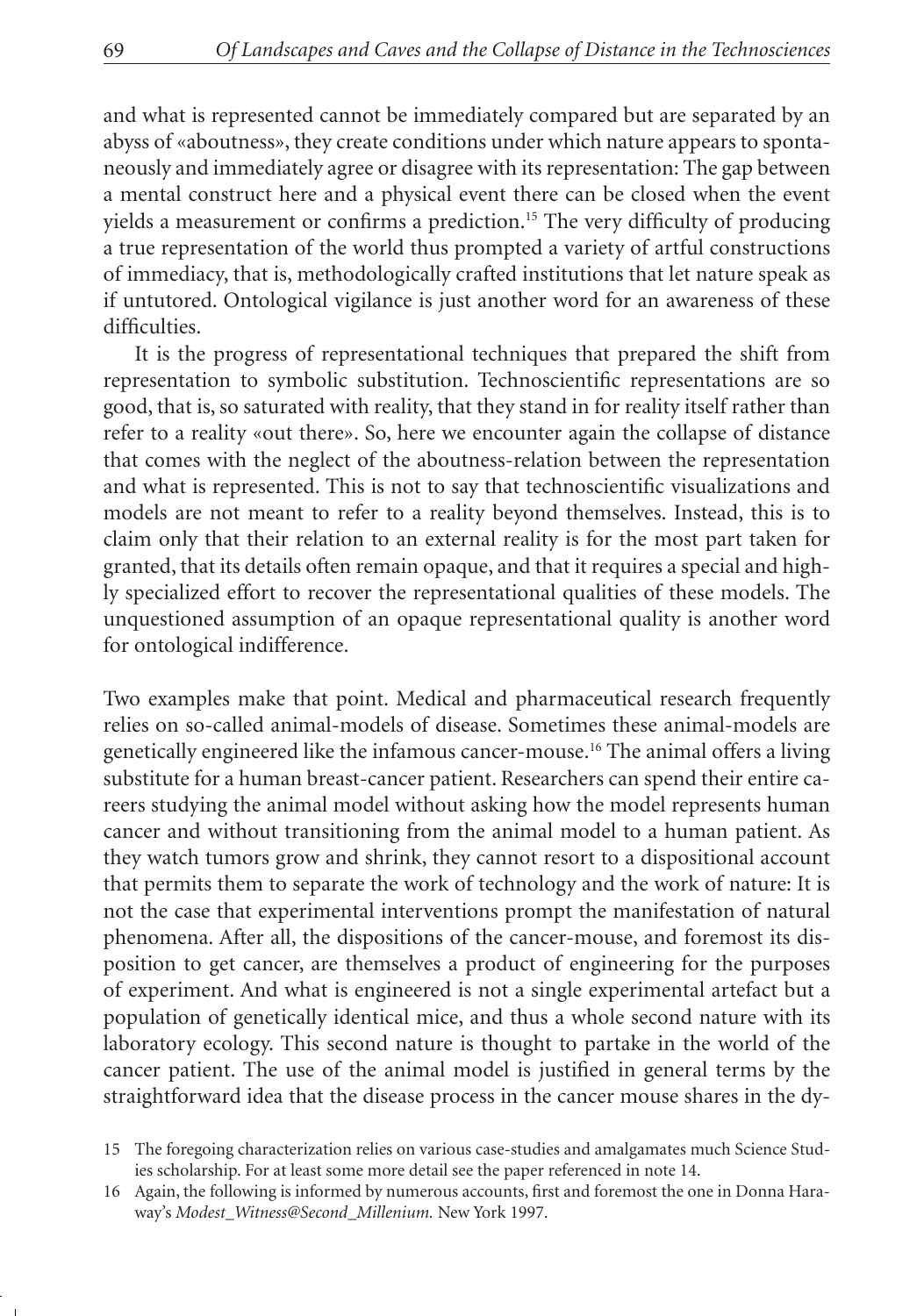and what is represented cannot be immediately compared but are separated by an abyss of «aboutness», they create conditions under which nature appears to spontaneously and immediately agree or disagree with its representation: The gap between a mental construct here and a physical event there can be closed when the event yields a measurement or confirms a prediction.[15] The very difficulty of producing a true representation of the world thus prompted a variety of artful constructions of immediacy, that is, methodologically crafted institutions that let nature speak as if untutored. Ontological vigilance is just another word for an awareness of these difficulties.

It is the progress of representational techniques that prepared the shift from representation to symbolic substitution. Technoscientific representations are so good, that is, so saturated with reality, that they stand in for reality itself rather than refer to a reality «out there». So, here we encounter again the collapse of distance that comes with the neglect of the aboutness-relation between the representation and what is represented. This is not to say that technoscientific visualizations and models are not meant to refer to a reality beyond themselves. Instead, this is to claim only that their relation to an external reality is for the most part taken for granted, that its details often remain opaque, and that it requires a special and highly specialized effort to recover the representational qualities of these models. The unquestioned assumption of an opaque representational quality is another word for ontological indifference.

Two examples make that point. Medical and pharmaceutical research frequently relies on so-called animal-models of disease. Sometimes these animal-models are genetically engineered like the infamous cancer-mouse.[16] The animal offers a living substitute for a human breast-cancer patient. Researchers can spend their entire careers studying the animal model without asking how the model represents human cancer and without transitioning from the animal model to a human patient. As they watch tumors grow and shrink, they cannot resort to a dispositional account that permits them to separate the work of technology and the work of nature: It is not the case that experimental interventions prompt the manifestation of natural phenomena. After all, the dispositions of the cancer-mouse, and foremost its disposition to get cancer, are themselves a product of engineering for the purposes of experiment. And what is engineered is not a single experimental artefact but a population of genetically identical mice, and thus a whole second nature with its laboratory ecology. This second nature is thought to partake in the world of the cancer patient. The use of the animal model is justified in general terms by the straightforward idea that the disease process in the cancer mouse shares in the dy-

15 The foregoing characterization relies on various case-studies and amalgamates much Science Studies scholarship. For at least some more detail see the paper referenced in note 14.

16 Again, the following is informed by numerous accounts, first and foremost the one in Donna Haraway's *Modest_Witness@Second_Millenium.* New York 1997.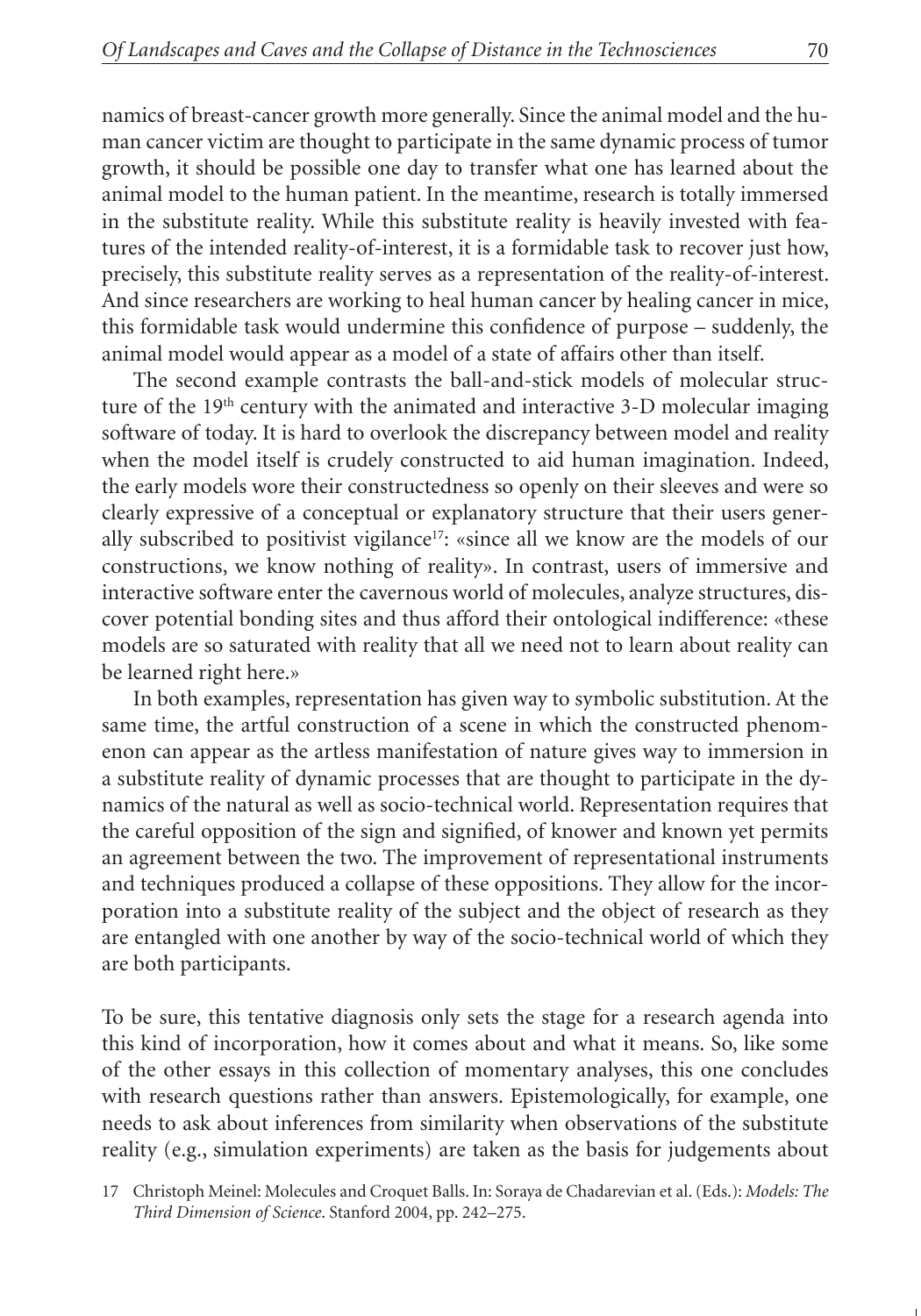namics of breast-cancer growth more generally. Since the animal model and the human cancer victim are thought to participate in the same dynamic process of tumor growth, it should be possible one day to transfer what one has learned about the animal model to the human patient. In the meantime, research is totally immersed in the substitute reality. While this substitute reality is heavily invested with features of the intended reality-of-interest, it is a formidable task to recover just how, precisely, this substitute reality serves as a representation of the reality-of-interest. And since researchers are working to heal human cancer by healing cancer in mice, this formidable task would undermine this confidence of purpose – suddenly, the animal model would appear as a model of a state of affairs other than itself.

The second example contrasts the ball-and-stick models of molecular structure of the 19th century with the animated and interactive 3-D molecular imaging software of today. It is hard to overlook the discrepancy between model and reality when the model itself is crudely constructed to aid human imagination. Indeed, the early models wore their constructedness so openly on their sleeves and were so clearly expressive of a conceptual or explanatory structure that their users generally subscribed to positivist vigilance[17]: «since all we know are the models of our constructions, we know nothing of reality». In contrast, users of immersive and interactive software enter the cavernous world of molecules, analyze structures, discover potential bonding sites and thus afford their ontological indifference: «these models are so saturated with reality that all we need not to learn about reality can be learned right here.»

In both examples, representation has given way to symbolic substitution. At the same time, the artful construction of a scene in which the constructed phenomenon can appear as the artless manifestation of nature gives way to immersion in a substitute reality of dynamic processes that are thought to participate in the dynamics of the natural as well as socio-technical world. Representation requires that the careful opposition of the sign and signified, of knower and known yet permits an agreement between the two. The improvement of representational instruments and techniques produced a collapse of these oppositions. They allow for the incorporation into a substitute reality of the subject and the object of research as they are entangled with one another by way of the socio-technical world of which they are both participants.

To be sure, this tentative diagnosis only sets the stage for a research agenda into this kind of incorporation, how it comes about and what it means. So, like some of the other essays in this collection of momentary analyses, this one concludes with research questions rather than answers. Epistemologically, for example, one needs to ask about inferences from similarity when observations of the substitute reality (e.g., simulation experiments) are taken as the basis for judgements about

17 Christoph Meinel: Molecules and Croquet Balls. In: Soraya de Chadarevian et al. (Eds.): *Models: The Third Dimension of Science*. Stanford 2004, pp. 242–275.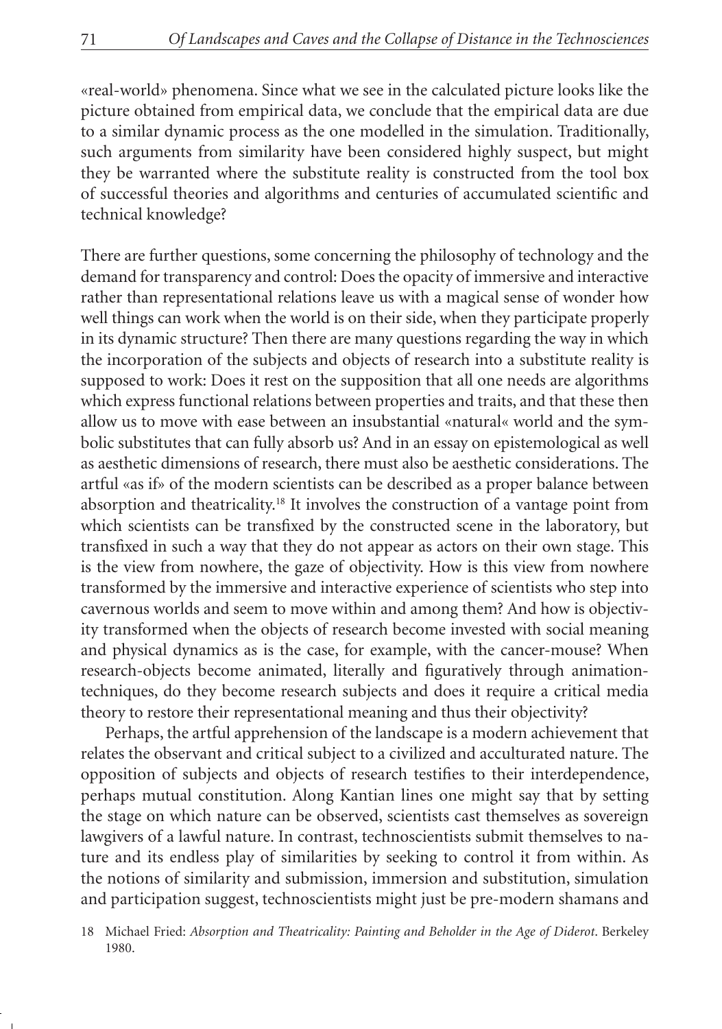«real-world» phenomena. Since what we see in the calculated picture looks like the picture obtained from empirical data, we conclude that the empirical data are due to a similar dynamic process as the one modelled in the simulation. Traditionally, such arguments from similarity have been considered highly suspect, but might they be warranted where the substitute reality is constructed from the tool box of successful theories and algorithms and centuries of accumulated scientific and technical knowledge?

There are further questions, some concerning the philosophy of technology and the demand for transparency and control: Does the opacity of immersive and interactive rather than representational relations leave us with a magical sense of wonder how well things can work when the world is on their side, when they participate properly in its dynamic structure? Then there are many questions regarding the way in which the incorporation of the subjects and objects of research into a substitute reality is supposed to work: Does it rest on the supposition that all one needs are algorithms which express functional relations between properties and traits, and that these then allow us to move with ease between an insubstantial «natural« world and the symbolic substitutes that can fully absorb us? And in an essay on epistemological as well as aesthetic dimensions of research, there must also be aesthetic considerations. The artful «as if» of the modern scientists can be described as a proper balance between absorption and theatricality.[18] It involves the construction of a vantage point from which scientists can be transfixed by the constructed scene in the laboratory, but transfixed in such a way that they do not appear as actors on their own stage. This is the view from nowhere, the gaze of objectivity. How is this view from nowhere transformed by the immersive and interactive experience of scientists who step into cavernous worlds and seem to move within and among them? And how is objectivity transformed when the objects of research become invested with social meaning and physical dynamics as is the case, for example, with the cancer-mouse? When research-objects become animated, literally and figuratively through animation-techniques, do they become research subjects and does it require a critical media theory to restore their representational meaning and thus their objectivity?

Perhaps, the artful apprehension of the landscape is a modern achievement that relates the observant and critical subject to a civilized and acculturated nature. The opposition of subjects and objects of research testifies to their interdependence, perhaps mutual constitution. Along Kantian lines one might say that by setting the stage on which nature can be observed, scientists cast themselves as sovereign lawgivers of a lawful nature. In contrast, technoscientists submit themselves to nature and its endless play of similarities by seeking to control it from within. As the notions of similarity and submission, immersion and substitution, simulation and participation suggest, technoscientists might just be pre-modern shamans and

18 Michael Fried: *Absorption and Theatricality: Painting and Beholder in the Age of Diderot*. Berkeley 1980.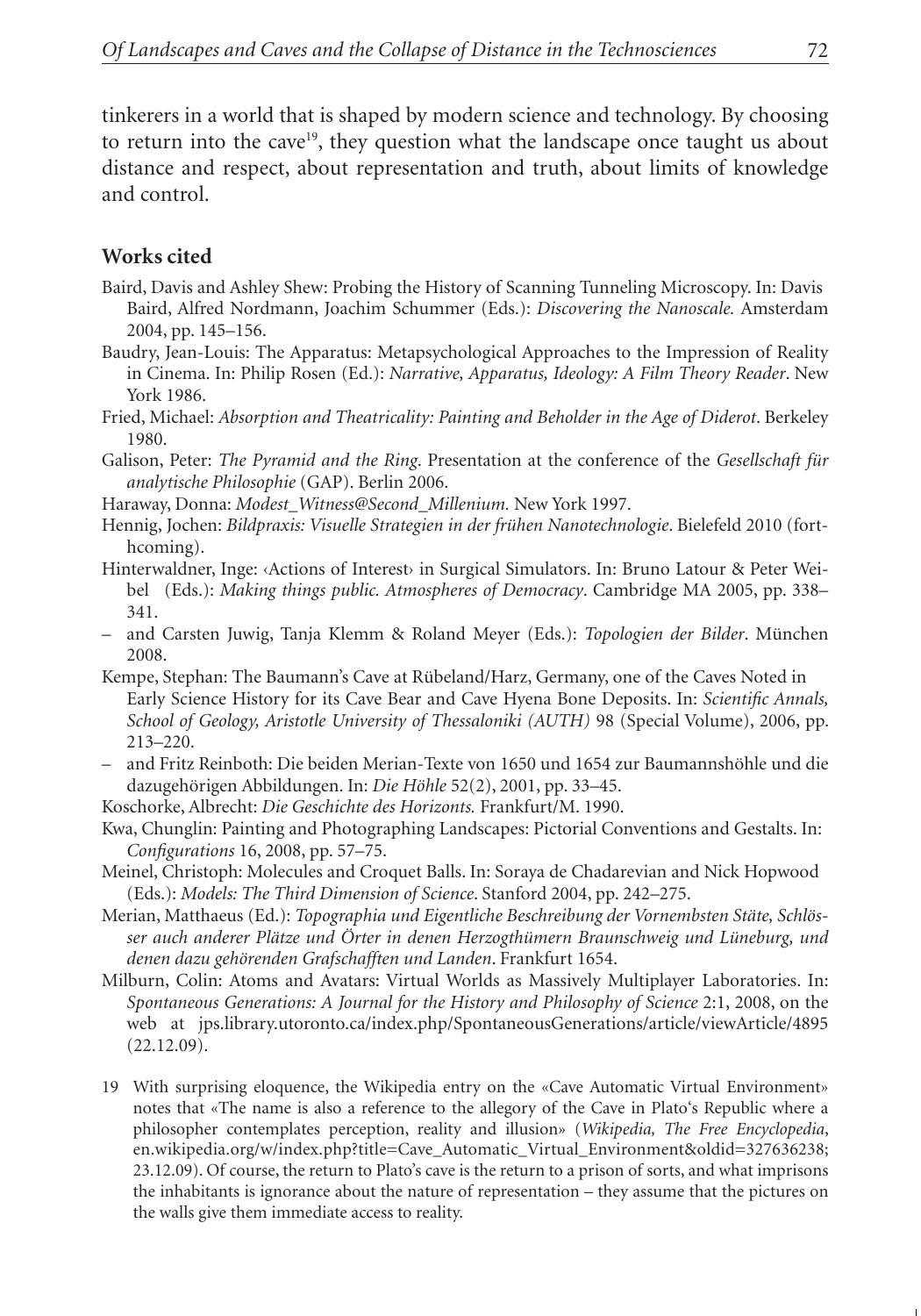tinkerers in a world that is shaped by modern science and technology. By choosing to return into the cave[19], they question what the landscape once taught us about distance and respect, about representation and truth, about limits of knowledge and control.

## Works cited

Baird, Davis and Ashley Shew: Probing the History of Scanning Tunneling Microscopy. In: Davis Baird, Alfred Nordmann, Joachim Schummer (Eds.): *Discovering the Nanoscale.* Amsterdam 2004, pp. 145–156.

Baudry, Jean-Louis: The Apparatus: Metapsychological Approaches to the Impression of Reality in Cinema. In: Philip Rosen (Ed.): *Narrative, Apparatus, Ideology: A Film Theory Reader*. New York 1986.

Fried, Michael: *Absorption and Theatricality: Painting and Beholder in the Age of Diderot*. Berkeley 1980.

Galison, Peter: *The Pyramid and the Ring*. Presentation at the conference of the *Gesellschaft für analytische Philosophie* (GAP). Berlin 2006.

Haraway, Donna: *Modest_Witness@Second_Millenium.* New York 1997.

Hennig, Jochen: *Bildpraxis: Visuelle Strategien in der frühen Nanotechnologie*. Bielefeld 2010 (forthcoming).

Hinterwaldner, Inge: ‹Actions of Interest› in Surgical Simulators. In: Bruno Latour & Peter Weibel (Eds.): *Making things public. Atmospheres of Democracy*. Cambridge MA 2005, pp. 338–341.

– and Carsten Juwig, Tanja Klemm & Roland Meyer (Eds.): *Topologien der Bilder*. München 2008.

Kempe, Stephan: The Baumann's Cave at Rübeland/Harz, Germany, one of the Caves Noted in Early Science History for its Cave Bear and Cave Hyena Bone Deposits. In: *Scientific Annals, School of Geology, Aristotle University of Thessaloniki (AUTH)* 98 (Special Volume), 2006, pp. 213–220.

– and Fritz Reinboth: Die beiden Merian-Texte von 1650 und 1654 zur Baumannshöhle und die dazugehörigen Abbildungen. In: *Die Höhle* 52(2), 2001, pp. 33–45.

Koschorke, Albrecht: *Die Geschichte des Horizonts.* Frankfurt/M. 1990.

Kwa, Chunglin: Painting and Photographing Landscapes: Pictorial Conventions and Gestalts. In: *Configurations* 16, 2008, pp. 57–75.

Meinel, Christoph: Molecules and Croquet Balls. In: Soraya de Chadarevian and Nick Hopwood (Eds.): *Models: The Third Dimension of Science*. Stanford 2004, pp. 242–275.

Merian, Matthaeus (Ed.): *Topographia und Eigentliche Beschreibung der Vornembsten Stäte, Schlösser auch anderer Plätze und Örter in denen Herzogthümern Braunschweig und Lüneburg, und denen dazu gehörenden Grafschafften und Landen*. Frankfurt 1654.

Milburn, Colin: Atoms and Avatars: Virtual Worlds as Massively Multiplayer Laboratories. In: *Spontaneous Generations: A Journal for the History and Philosophy of Science* 2:1, 2008, on the web at jps.library.utoronto.ca/index.php/SpontaneousGenerations/article/viewArticle/4895 (22.12.09).

19 With surprising eloquence, the Wikipedia entry on the «Cave Automatic Virtual Environment» notes that «The name is also a reference to the allegory of the Cave in Plato's Republic where a philosopher contemplates perception, reality and illusion» (*Wikipedia, The Free Encyclopedia*, en.wikipedia.org/w/index.php?title=Cave_Automatic_Virtual_Environment&oldid=327636238; 23.12.09). Of course, the return to Plato's cave is the return to a prison of sorts, and what imprisons the inhabitants is ignorance about the nature of representation – they assume that the pictures on the walls give them immediate access to reality.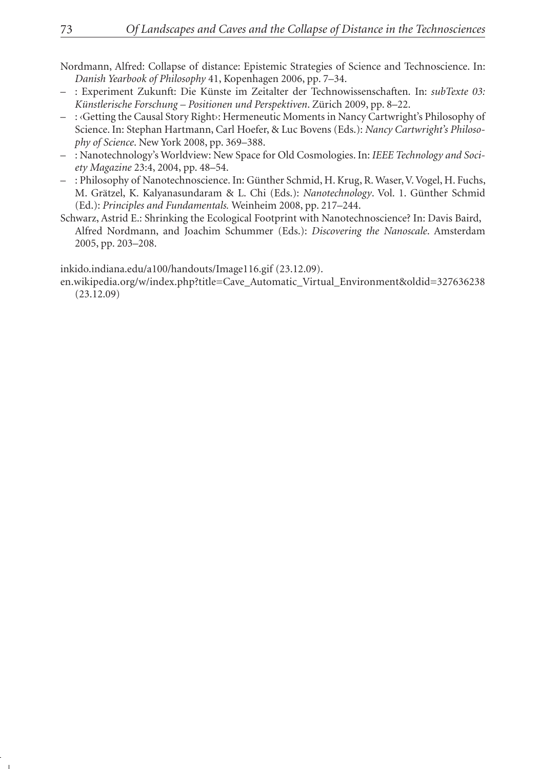Nordmann, Alfred: Collapse of distance: Epistemic Strategies of Science and Technoscience. In: *Danish Yearbook of Philosophy* 41, Kopenhagen 2006, pp. 7–34.

– : Experiment Zukunft: Die Künste im Zeitalter der Technowissenschaften. In: *subTexte 03: Künstlerische Forschung – Positionen und Perspektiven*. Zürich 2009, pp. 8–22.

– : ‹Getting the Causal Story Right›: Hermeneutic Moments in Nancy Cartwright's Philosophy of Science. In: Stephan Hartmann, Carl Hoefer, & Luc Bovens (Eds.): *Nancy Cartwright's Philosophy of Science*. New York 2008, pp. 369–388.

– : Nanotechnology's Worldview: New Space for Old Cosmologies. In: *IEEE Technology and Society Magazine* 23:4, 2004, pp. 48–54.

– : Philosophy of Nanotechnoscience. In: Günther Schmid, H. Krug, R. Waser, V. Vogel, H. Fuchs, M. Grätzel, K. Kalyanasundaram & L. Chi (Eds.): *Nanotechnology*. Vol. 1. Günther Schmid (Ed.): *Principles and Fundamentals.* Weinheim 2008, pp. 217–244.

Schwarz, Astrid E.: Shrinking the Ecological Footprint with Nanotechnoscience? In: Davis Baird, Alfred Nordmann, and Joachim Schummer (Eds.): *Discovering the Nanoscale*. Amsterdam 2005, pp. 203–208.

inkido.indiana.edu/a100/handouts/Image116.gif (23.12.09).

en.wikipedia.org/w/index.php?title=Cave_Automatic_Virtual_Environment&oldid=327636238 (23.12.09)